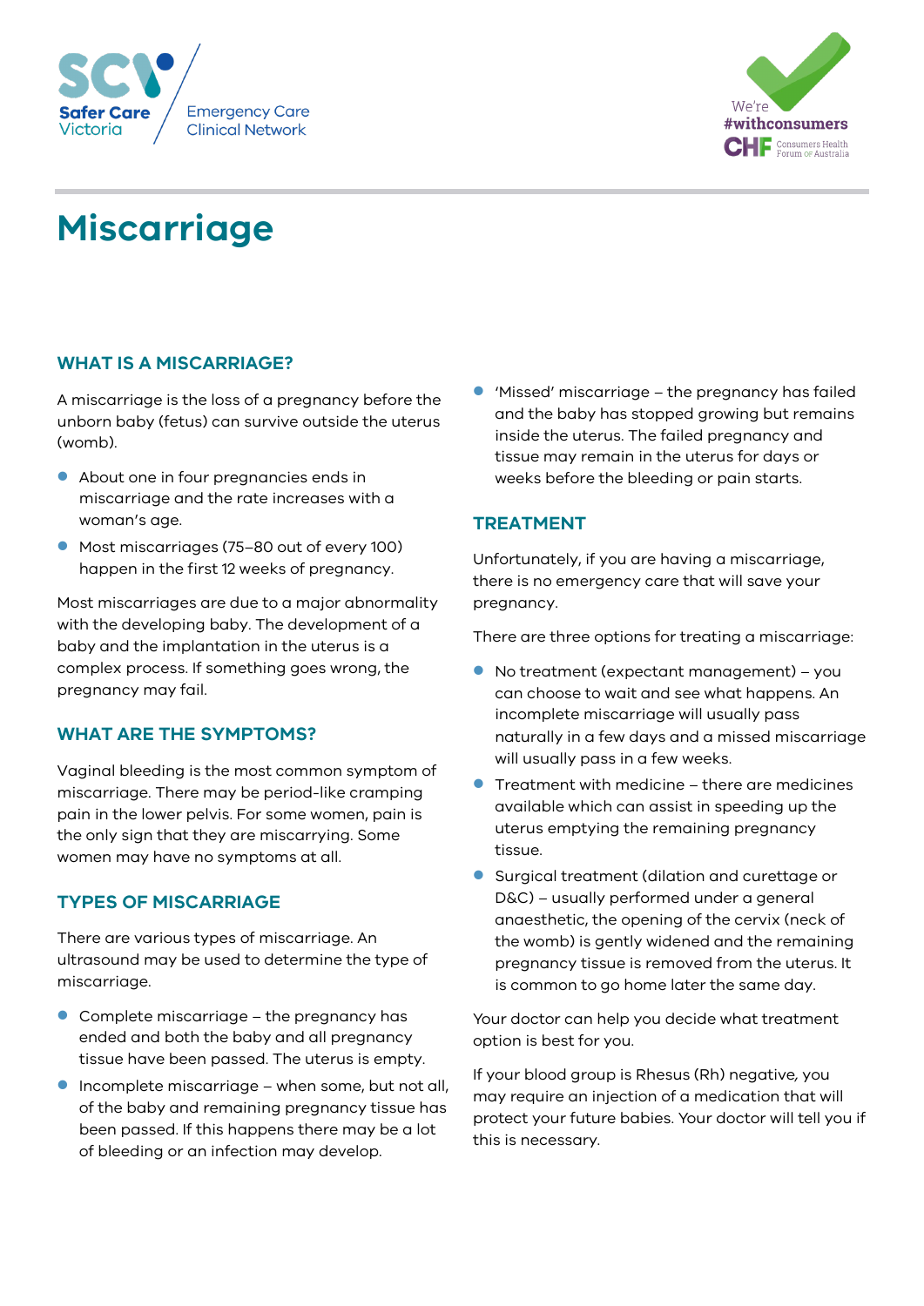Safer Care Victoria

Emergency Care Clinical Network

We're #withconsumers

CHF Consumers Health Forum of Australia

# Miscarriage

## WHAT IS A MISCARRIAGE?

A miscarriage is the loss of a pregnancy before the unborn baby (fetus) can survive outside the uterus (womb).

- About one in four pregnancies ends in miscarriage and the rate increases with a woman's age.
- Most miscarriages (75–80 out of every 100) happen in the first 12 weeks of pregnancy.

Most miscarriages are due to a major abnormality with the developing baby. The development of a baby and the implantation in the uterus is a complex process. If something goes wrong, the pregnancy may fail.

## WHAT ARE THE SYMPTOMS?

Vaginal bleeding is the most common symptom of miscarriage. There may be period-like cramping pain in the lower pelvis. For some women, pain is the only sign that they are miscarrying. Some women may have no symptoms at all.

## TYPES OF MISCARRIAGE

There are various types of miscarriage. An ultrasound may be used to determine the type of miscarriage.

- Complete miscarriage – the pregnancy has ended and both the baby and all pregnancy tissue have been passed. The uterus is empty.
- Incomplete miscarriage – when some, but not all, of the baby and remaining pregnancy tissue has been passed. If this happens there may be a lot of bleeding or an infection may develop.
- 'Missed' miscarriage – the pregnancy has failed and the baby has stopped growing but remains inside the uterus. The failed pregnancy and tissue may remain in the uterus for days or weeks before the bleeding or pain starts.

## TREATMENT

Unfortunately, if you are having a miscarriage, there is no emergency care that will save your pregnancy.

There are three options for treating a miscarriage:

- No treatment (expectant management) – you can choose to wait and see what happens. An incomplete miscarriage will usually pass naturally in a few days and a missed miscarriage will usually pass in a few weeks.
- Treatment with medicine – there are medicines available which can assist in speeding up the uterus emptying the remaining pregnancy tissue.
- Surgical treatment (dilation and curettage or D&C) – usually performed under a general anaesthetic, the opening of the cervix (neck of the womb) is gently widened and the remaining pregnancy tissue is removed from the uterus. It is common to go home later the same day.

Your doctor can help you decide what treatment option is best for you.

If your blood group is Rhesus (Rh) negative, you may require an injection of a medication that will protect your future babies. Your doctor will tell you if this is necessary.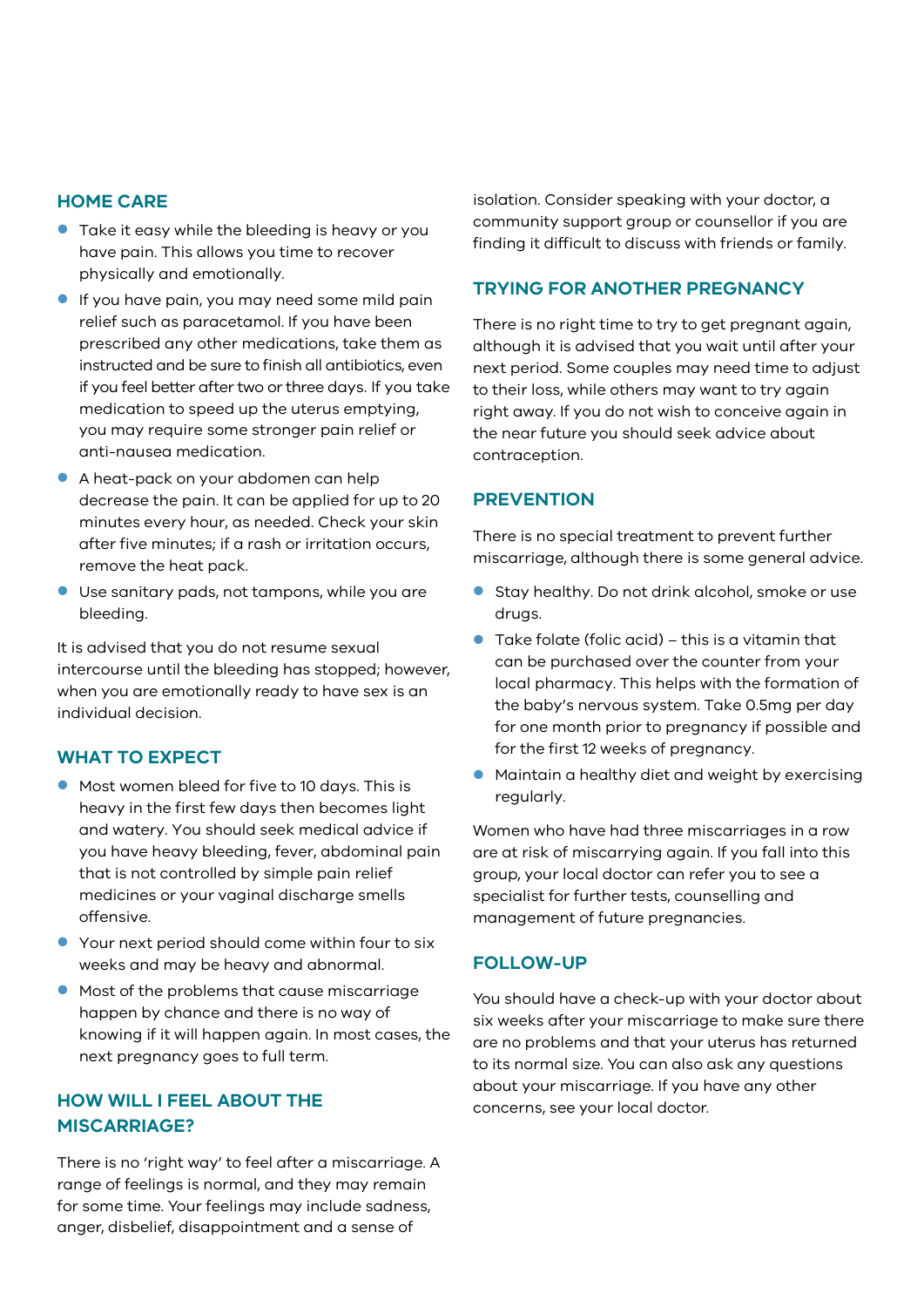## HOME CARE

- Take it easy while the bleeding is heavy or you have pain. This allows you time to recover physically and emotionally.
- If you have pain, you may need some mild pain relief such as paracetamol. If you have been prescribed any other medications, take them as instructed and be sure to finish all antibiotics, even if you feel better after two or three days. If you take medication to speed up the uterus emptying, you may require some stronger pain relief or anti-nausea medication.
- A heat-pack on your abdomen can help decrease the pain. It can be applied for up to 20 minutes every hour, as needed. Check your skin after five minutes; if a rash or irritation occurs, remove the heat pack.
- Use sanitary pads, not tampons, while you are bleeding.

It is advised that you do not resume sexual intercourse until the bleeding has stopped; however, when you are emotionally ready to have sex is an individual decision.

## WHAT TO EXPECT

- Most women bleed for five to 10 days. This is heavy in the first few days then becomes light and watery. You should seek medical advice if you have heavy bleeding, fever, abdominal pain that is not controlled by simple pain relief medicines or your vaginal discharge smells offensive.
- Your next period should come within four to six weeks and may be heavy and abnormal.
- Most of the problems that cause miscarriage happen by chance and there is no way of knowing if it will happen again. In most cases, the next pregnancy goes to full term.

## HOW WILL I FEEL ABOUT THE MISCARRIAGE?

There is no 'right way' to feel after a miscarriage. A range of feelings is normal, and they may remain for some time. Your feelings may include sadness, anger, disbelief, disappointment and a sense of isolation. Consider speaking with your doctor, a community support group or counsellor if you are finding it difficult to discuss with friends or family.

## TRYING FOR ANOTHER PREGNANCY

There is no right time to try to get pregnant again, although it is advised that you wait until after your next period. Some couples may need time to adjust to their loss, while others may want to try again right away. If you do not wish to conceive again in the near future you should seek advice about contraception.

## PREVENTION

There is no special treatment to prevent further miscarriage, although there is some general advice.

- Stay healthy. Do not drink alcohol, smoke or use drugs.
- Take folate (folic acid) – this is a vitamin that can be purchased over the counter from your local pharmacy. This helps with the formation of the baby's nervous system. Take 0.5mg per day for one month prior to pregnancy if possible and for the first 12 weeks of pregnancy.
- Maintain a healthy diet and weight by exercising regularly.

Women who have had three miscarriages in a row are at risk of miscarrying again. If you fall into this group, your local doctor can refer you to see a specialist for further tests, counselling and management of future pregnancies.

## FOLLOW-UP

You should have a check-up with your doctor about six weeks after your miscarriage to make sure there are no problems and that your uterus has returned to its normal size. You can also ask any questions about your miscarriage. If you have any other concerns, see your local doctor.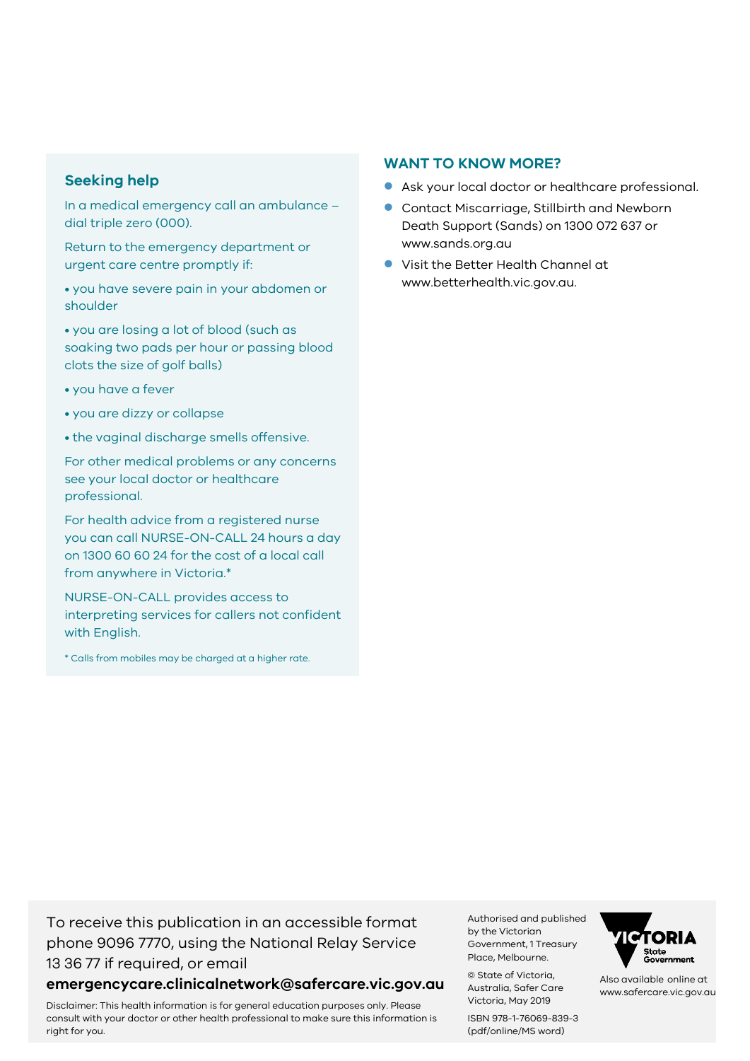## Seeking help

In a medical emergency call an ambulance – dial triple zero (000).

Return to the emergency department or urgent care centre promptly if:

- you have severe pain in your abdomen or shoulder
- you are losing a lot of blood (such as soaking two pads per hour or passing blood clots the size of golf balls)
- you have a fever
- you are dizzy or collapse
- the vaginal discharge smells offensive.

For other medical problems or any concerns see your local doctor or healthcare professional.

For health advice from a registered nurse you can call NURSE-ON-CALL 24 hours a day on 1300 60 60 24 for the cost of a local call from anywhere in Victoria.*

NURSE-ON-CALL provides access to interpreting services for callers not confident with English.

* Calls from mobiles may be charged at a higher rate.

## WANT TO KNOW MORE?

- Ask your local doctor or healthcare professional.
- Contact Miscarriage, Stillbirth and Newborn Death Support (Sands) on 1300 072 637 or www.sands.org.au
- Visit the Better Health Channel at www.betterhealth.vic.gov.au.

To receive this publication in an accessible format phone 9096 7770, using the National Relay Service 13 36 77 if required, or email **emergencycare.clinicalnetwork@safercare.vic.gov.au**

Disclaimer: This health information is for general education purposes only. Please consult with your doctor or other health professional to make sure this information is right for you.

Authorised and published by the Victorian Government, 1 Treasury Place, Melbourne.

© State of Victoria, Australia, Safer Care Victoria, May 2019

ISBN 978-1-76069-839-3 (pdf/online/MS word)

Also available online at www.safercare.vic.gov.au